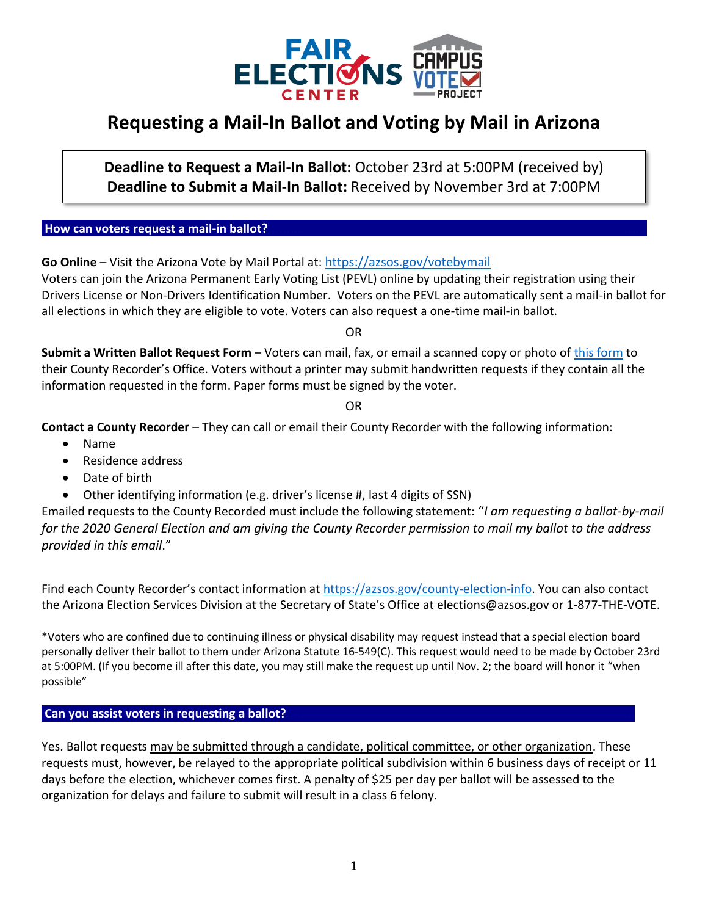# Requesting a Mail-In Ballot and Voting by Mail in Arizona

**Deadline to Request a Mail-In Ballot:** October 23rd at 5:00PM (received by)
**Deadline to Submit a Mail-In Ballot:** Received by November 3rd at 7:00PM

## How can voters request a mail-in ballot?

**Go Online** – Visit the Arizona Vote by Mail Portal at: https://azsos.gov/votebymail
Voters can join the Arizona Permanent Early Voting List (PEVL) online by updating their registration using their Drivers License or Non-Drivers Identification Number. Voters on the PEVL are automatically sent a mail-in ballot for all elections in which they are eligible to vote. Voters can also request a one-time mail-in ballot.

OR

**Submit a Written Ballot Request Form** – Voters can mail, fax, or email a scanned copy or photo of this form to their County Recorder's Office. Voters without a printer may submit handwritten requests if they contain all the information requested in the form. Paper forms must be signed by the voter.

OR

**Contact a County Recorder** – They can call or email their County Recorder with the following information:

- Name
- Residence address
- Date of birth
- Other identifying information (e.g. driver's license #, last 4 digits of SSN)

Emailed requests to the County Recorded must include the following statement: "*I am requesting a ballot-by-mail for the 2020 General Election and am giving the County Recorder permission to mail my ballot to the address provided in this email*."

Find each County Recorder's contact information at https://azsos.gov/county-election-info. You can also contact the Arizona Election Services Division at the Secretary of State's Office at elections@azsos.gov or 1-877-THE-VOTE.

*Voters who are confined due to continuing illness or physical disability may request instead that a special election board personally deliver their ballot to them under Arizona Statute 16-549(C). This request would need to be made by October 23rd at 5:00PM. (If you become ill after this date, you may still make the request up until Nov. 2; the board will honor it "when possible"

## Can you assist voters in requesting a ballot?

Yes. Ballot requests may be submitted through a candidate, political committee, or other organization. These requests must, however, be relayed to the appropriate political subdivision within 6 business days of receipt or 11 days before the election, whichever comes first. A penalty of $25 per day per ballot will be assessed to the organization for delays and failure to submit will result in a class 6 felony.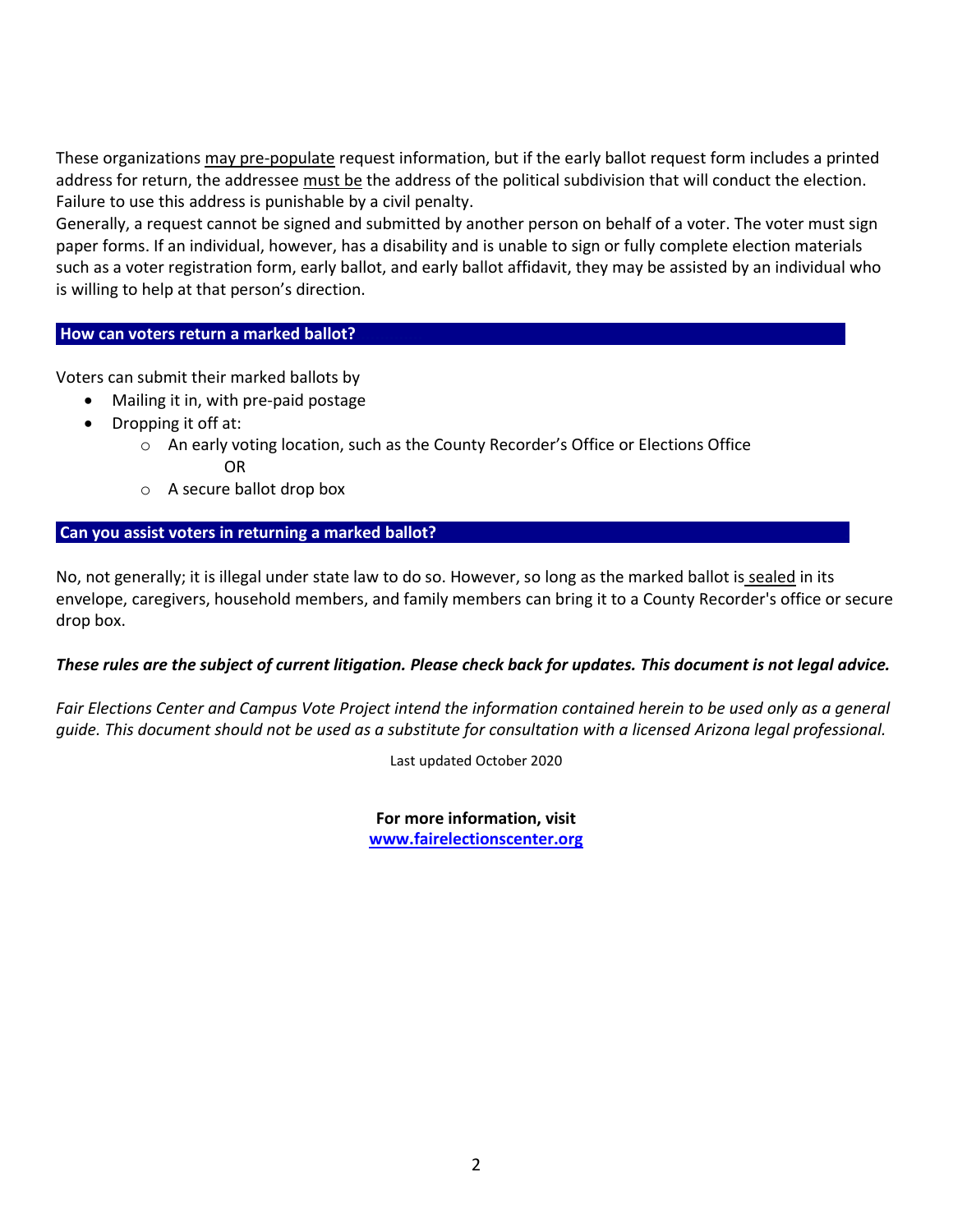These organizations may pre-populate request information, but if the early ballot request form includes a printed address for return, the addressee must be the address of the political subdivision that will conduct the election. Failure to use this address is punishable by a civil penalty.

Generally, a request cannot be signed and submitted by another person on behalf of a voter. The voter must sign paper forms. If an individual, however, has a disability and is unable to sign or fully complete election materials such as a voter registration form, early ballot, and early ballot affidavit, they may be assisted by an individual who is willing to help at that person's direction.

## How can voters return a marked ballot?

Voters can submit their marked ballots by

- Mailing it in, with pre-paid postage
- Dropping it off at:
  - An early voting location, such as the County Recorder's Office or Elections Office
    
    OR
  - A secure ballot drop box

## Can you assist voters in returning a marked ballot?

No, not generally; it is illegal under state law to do so. However, so long as the marked ballot is sealed in its envelope, caregivers, household members, and family members can bring it to a County Recorder's office or secure drop box.

***These rules are the subject of current litigation. Please check back for updates. This document is not legal advice.***

*Fair Elections Center and Campus Vote Project intend the information contained herein to be used only as a general guide. This document should not be used as a substitute for consultation with a licensed Arizona legal professional.*

Last updated October 2020

**For more information, visit**
**www.fairelectionscenter.org**